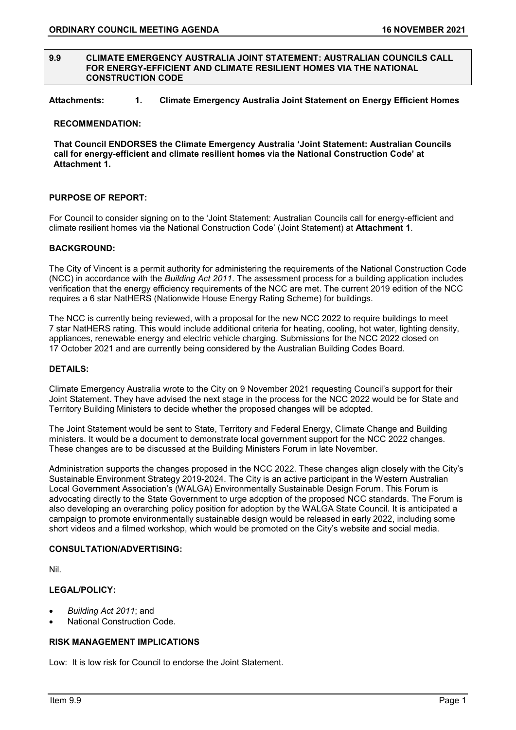## 9.9 CLIMATE EMERGENCY AUSTRALIA JOINT STATEMENT: AUSTRALIAN COUNCILS CALL FOR ENERGY-EFFICIENT AND CLIMATE RESILIENT HOMES VIA THE NATIONAL CONSTRUCTION CODE

**Attachments: 1. Climate Emergency Australia Joint Statement on Energy Efficient Homes**

**RECOMMENDATION:**

**That Council ENDORSES the Climate Emergency Australia 'Joint Statement: Australian Councils call for energy-efficient and climate resilient homes via the National Construction Code' at Attachment 1.**

**PURPOSE OF REPORT:**

For Council to consider signing on to the 'Joint Statement: Australian Councils call for energy-efficient and climate resilient homes via the National Construction Code' (Joint Statement) at **Attachment 1**.

**BACKGROUND:**

The City of Vincent is a permit authority for administering the requirements of the National Construction Code (NCC) in accordance with the *Building Act 2011*. The assessment process for a building application includes verification that the energy efficiency requirements of the NCC are met. The current 2019 edition of the NCC requires a 6 star NatHERS (Nationwide House Energy Rating Scheme) for buildings.

The NCC is currently being reviewed, with a proposal for the new NCC 2022 to require buildings to meet 7 star NatHERS rating. This would include additional criteria for heating, cooling, hot water, lighting density, appliances, renewable energy and electric vehicle charging. Submissions for the NCC 2022 closed on 17 October 2021 and are currently being considered by the Australian Building Codes Board.

**DETAILS:**

Climate Emergency Australia wrote to the City on 9 November 2021 requesting Council's support for their Joint Statement. They have advised the next stage in the process for the NCC 2022 would be for State and Territory Building Ministers to decide whether the proposed changes will be adopted.

The Joint Statement would be sent to State, Territory and Federal Energy, Climate Change and Building ministers. It would be a document to demonstrate local government support for the NCC 2022 changes. These changes are to be discussed at the Building Ministers Forum in late November.

Administration supports the changes proposed in the NCC 2022. These changes align closely with the City's Sustainable Environment Strategy 2019-2024. The City is an active participant in the Western Australian Local Government Association's (WALGA) Environmentally Sustainable Design Forum. This Forum is advocating directly to the State Government to urge adoption of the proposed NCC standards. The Forum is also developing an overarching policy position for adoption by the WALGA State Council. It is anticipated a campaign to promote environmentally sustainable design would be released in early 2022, including some short videos and a filmed workshop, which would be promoted on the City's website and social media.

**CONSULTATION/ADVERTISING:**

Nil.

**LEGAL/POLICY:**

- *Building Act 2011*; and
- National Construction Code.

**RISK MANAGEMENT IMPLICATIONS**

Low: It is low risk for Council to endorse the Joint Statement.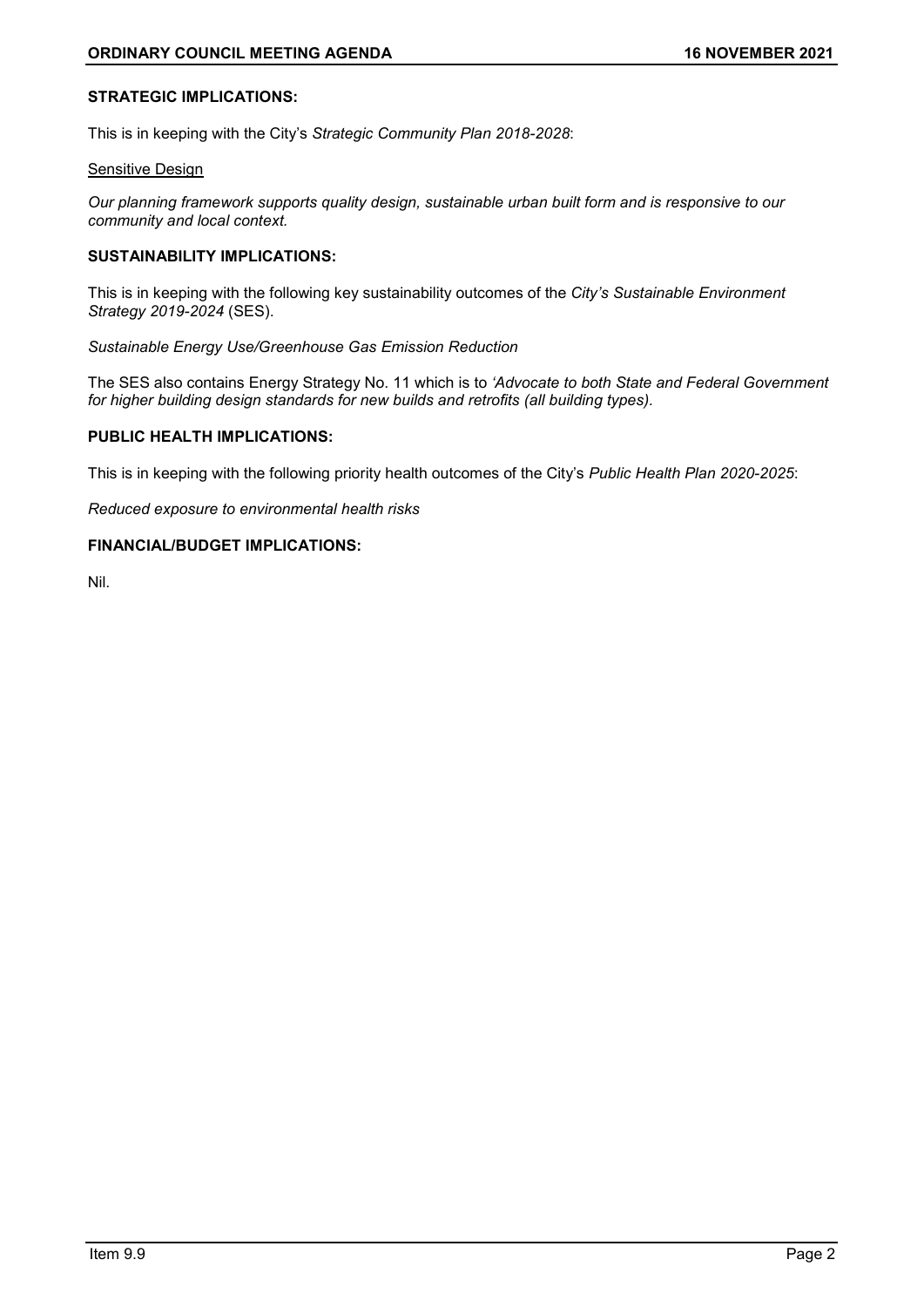**STRATEGIC IMPLICATIONS:**

This is in keeping with the City's *Strategic Community Plan 2018-2028*:

<u>Sensitive Design</u>

*Our planning framework supports quality design, sustainable urban built form and is responsive to our community and local context.*

**SUSTAINABILITY IMPLICATIONS:**

This is in keeping with the following key sustainability outcomes of the *City's Sustainable Environment Strategy 2019-2024* (SES).

*Sustainable Energy Use/Greenhouse Gas Emission Reduction*

The SES also contains Energy Strategy No. 11 which is to *'Advocate to both State and Federal Government for higher building design standards for new builds and retrofits (all building types).*

**PUBLIC HEALTH IMPLICATIONS:**

This is in keeping with the following priority health outcomes of the City's *Public Health Plan 2020-2025*:

*Reduced exposure to environmental health risks*

**FINANCIAL/BUDGET IMPLICATIONS:**

Nil.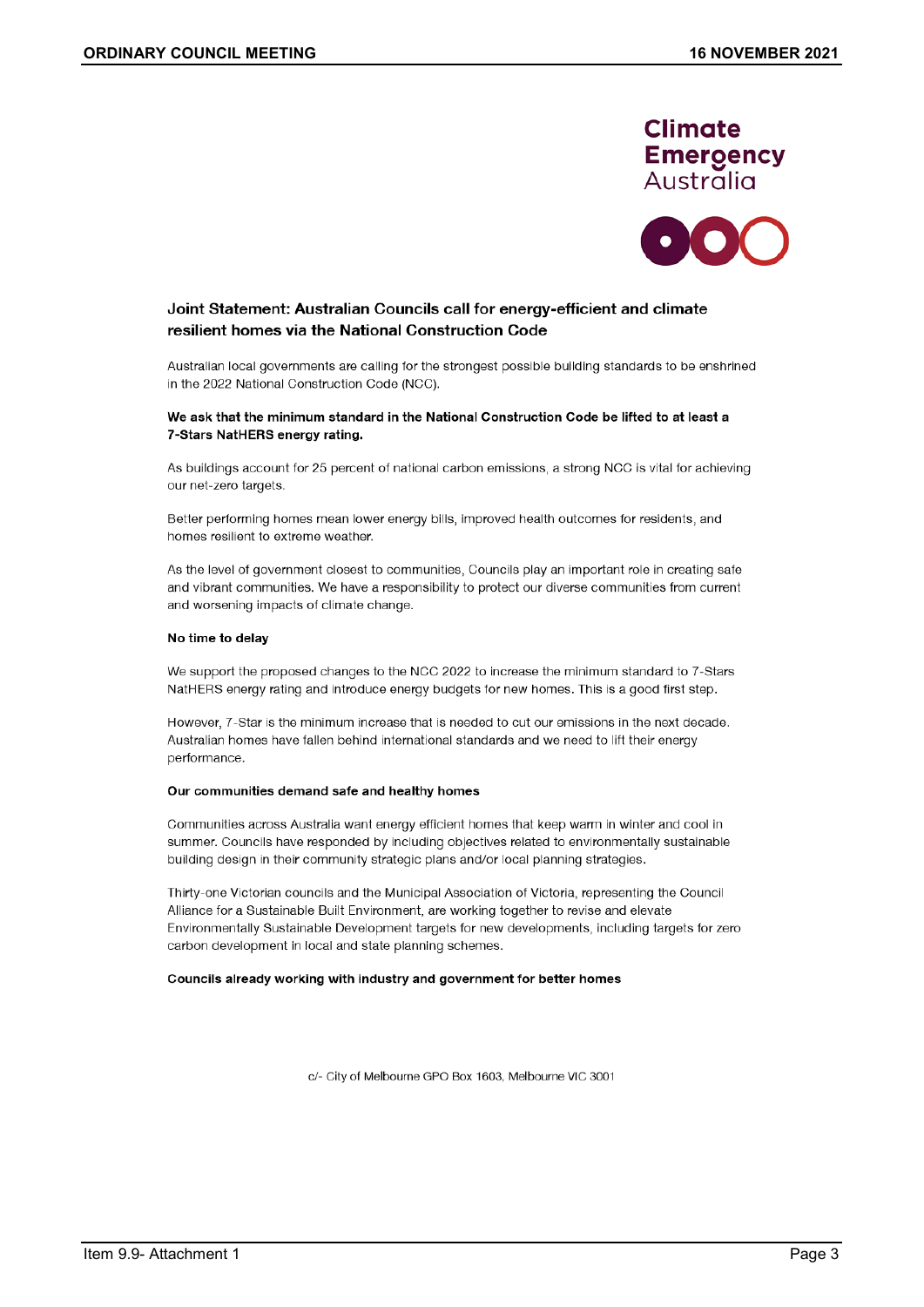Climate Emergency Australia

## Joint Statement: Australian Councils call for energy-efficient and climate resilient homes via the National Construction Code

Australian local governments are calling for the strongest possible building standards to be enshrined in the 2022 National Construction Code (NCC).

**We ask that the minimum standard in the National Construction Code be lifted to at least a 7-Stars NatHERS energy rating.**

As buildings account for 25 percent of national carbon emissions, a strong NCC is vital for achieving our net-zero targets.

Better performing homes mean lower energy bills, improved health outcomes for residents, and homes resilient to extreme weather.

As the level of government closest to communities, Councils play an important role in creating safe and vibrant communities. We have a responsibility to protect our diverse communities from current and worsening impacts of climate change.

### No time to delay

We support the proposed changes to the NCC 2022 to increase the minimum standard to 7-Stars NatHERS energy rating and introduce energy budgets for new homes. This is a good first step.

However, 7-Star is the minimum increase that is needed to cut our emissions in the next decade. Australian homes have fallen behind international standards and we need to lift their energy performance.

### Our communities demand safe and healthy homes

Communities across Australia want energy efficient homes that keep warm in winter and cool in summer. Councils have responded by including objectives related to environmentally sustainable building design in their community strategic plans and/or local planning strategies.

Thirty-one Victorian councils and the Municipal Association of Victoria, representing the Council Alliance for a Sustainable Built Environment, are working together to revise and elevate Environmentally Sustainable Development targets for new developments, including targets for zero carbon development in local and state planning schemes.

### Councils already working with industry and government for better homes

c/- City of Melbourne GPO Box 1603, Melbourne VIC 3001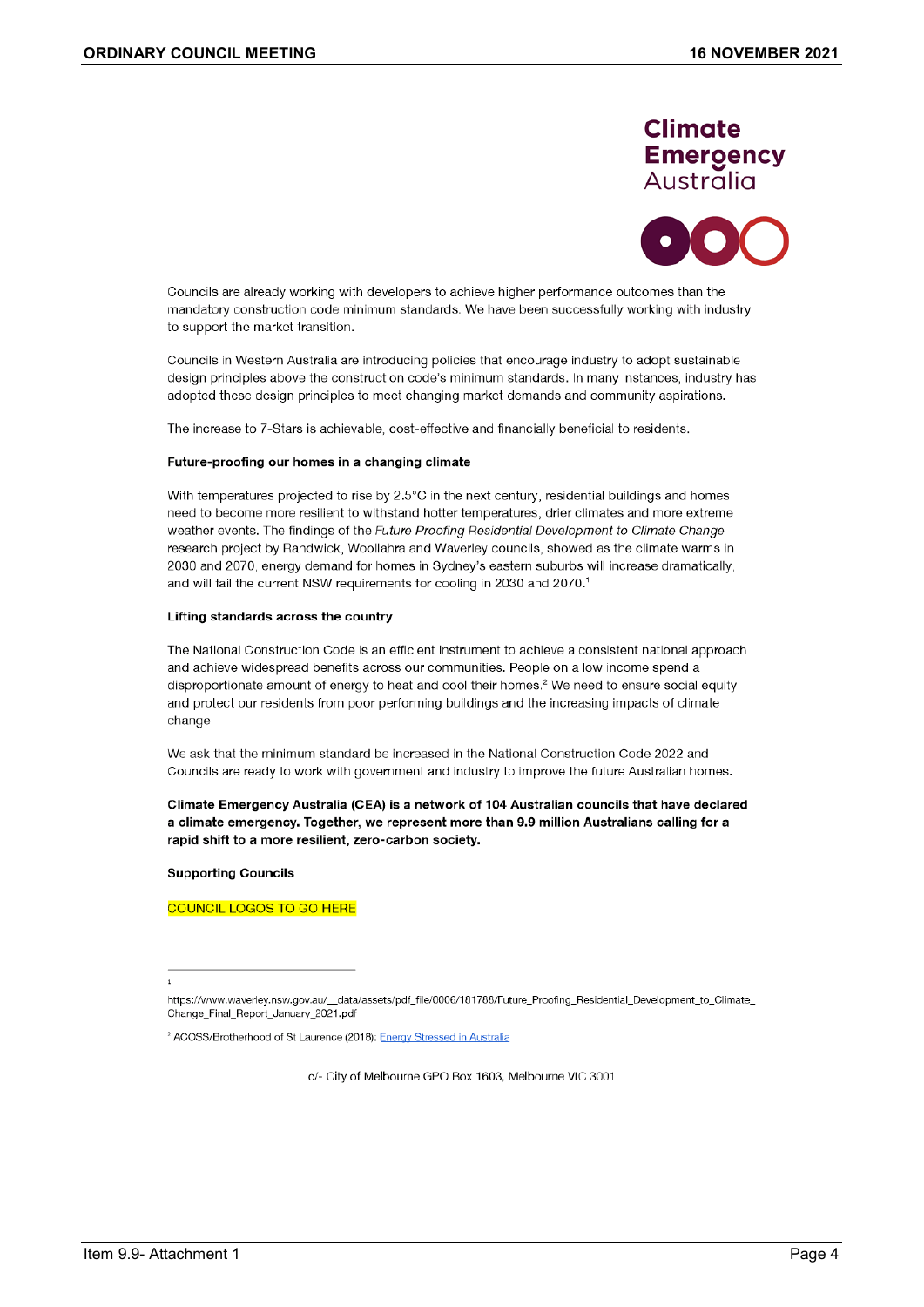Climate Emergency Australia

Councils are already working with developers to achieve higher performance outcomes than the mandatory construction code minimum standards. We have been successfully working with industry to support the market transition.

Councils in Western Australia are introducing policies that encourage industry to adopt sustainable design principles above the construction code's minimum standards. In many instances, industry has adopted these design principles to meet changing market demands and community aspirations.

The increase to 7-Stars is achievable, cost-effective and financially beneficial to residents.

**Future-proofing our homes in a changing climate**

With temperatures projected to rise by 2.5°C in the next century, residential buildings and homes need to become more resilient to withstand hotter temperatures, drier climates and more extreme weather events. The findings of the *Future Proofing Residential Development to Climate Change* research project by Randwick, Woollahra and Waverley councils, showed as the climate warms in 2030 and 2070, energy demand for homes in Sydney's eastern suburbs will increase dramatically, and will fail the current NSW requirements for cooling in 2030 and 2070.[1]

**Lifting standards across the country**

The National Construction Code is an efficient instrument to achieve a consistent national approach and achieve widespread benefits across our communities. People on a low income spend a disproportionate amount of energy to heat and cool their homes.[2] We need to ensure social equity and protect our residents from poor performing buildings and the increasing impacts of climate change.

We ask that the minimum standard be increased in the National Construction Code 2022 and Councils are ready to work with government and industry to improve the future Australian homes.

**Climate Emergency Australia (CEA) is a network of 104 Australian councils that have declared a climate emergency. Together, we represent more than 9.9 million Australians calling for a rapid shift to a more resilient, zero-carbon society.**

**Supporting Councils**

COUNCIL LOGOS TO GO HERE

---

[1] https://www.waverley.nsw.gov.au/__data/assets/pdf_file/0006/181788/Future_Proofing_Residential_Development_to_Climate_Change_Final_Report_January_2021.pdf

[2] ACOSS/Brotherhood of St Laurence (2018); Energy Stressed in Australia

c/- City of Melbourne GPO Box 1603, Melbourne VIC 3001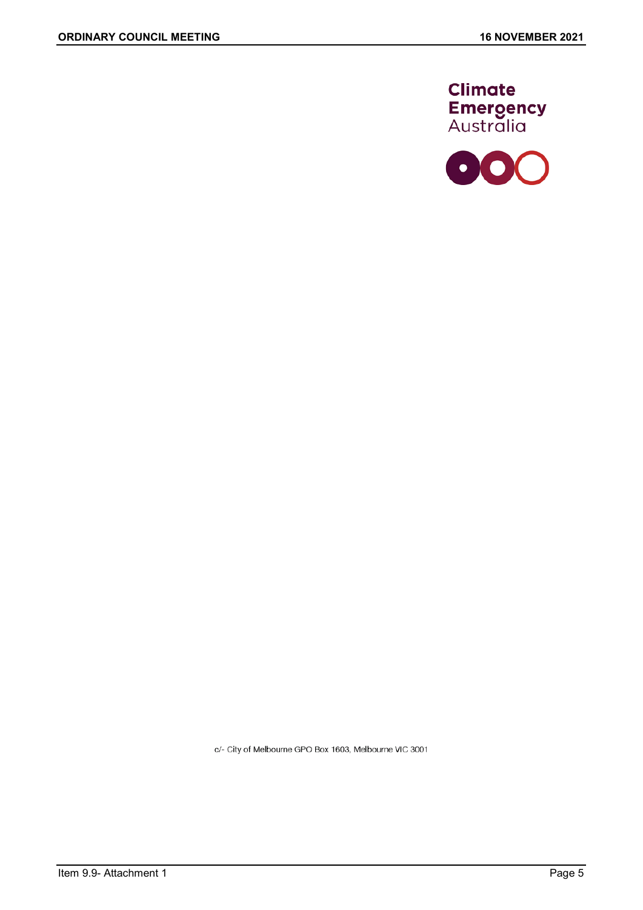Climate
Emergency
Australia

c/- City of Melbourne GPO Box 1603, Melbourne VIC 3001